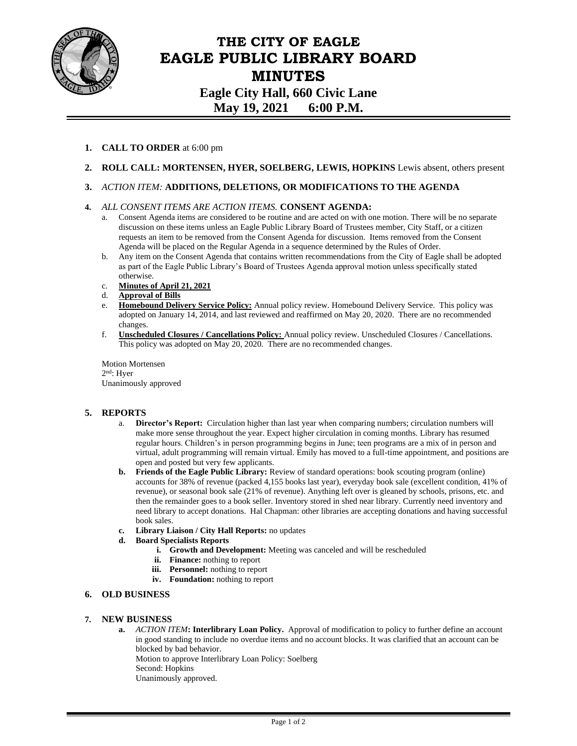# THE CITY OF EAGLE
# EAGLE PUBLIC LIBRARY BOARD
# MINUTES

**Eagle City Hall, 660 Civic Lane**
**May 19, 2021 6:00 P.M.**

1. **CALL TO ORDER** at 6:00 pm

2. **ROLL CALL: MORTENSEN, HYER, SOELBERG, LEWIS, HOPKINS** Lewis absent, others present

3. *ACTION ITEM:* **ADDITIONS, DELETIONS, OR MODIFICATIONS TO THE AGENDA**

4. *ALL CONSENT ITEMS ARE ACTION ITEMS.* **CONSENT AGENDA:**
   a. Consent Agenda items are considered to be routine and are acted on with one motion. There will be no separate discussion on these items unless an Eagle Public Library Board of Trustees member, City Staff, or a citizen requests an item to be removed from the Consent Agenda for discussion. Items removed from the Consent Agenda will be placed on the Regular Agenda in a sequence determined by the Rules of Order.
   b. Any item on the Consent Agenda that contains written recommendations from the City of Eagle shall be adopted as part of the Eagle Public Library's Board of Trustees Agenda approval motion unless specifically stated otherwise.
   c. **Minutes of April 21, 2021**
   d. **Approval of Bills**
   e. **Homebound Delivery Service Policy:** Annual policy review. Homebound Delivery Service. This policy was adopted on January 14, 2014, and last reviewed and reaffirmed on May 20, 2020. There are no recommended changes.
   f. **Unscheduled Closures / Cancellations Policy:** Annual policy review. Unscheduled Closures / Cancellations. This policy was adopted on May 20, 2020. There are no recommended changes.

   Motion Mortensen
   2nd: Hyer
   Unanimously approved

5. **REPORTS**
   a. **Director's Report:** Circulation higher than last year when comparing numbers; circulation numbers will make more sense throughout the year. Expect higher circulation in coming months. Library has resumed regular hours. Children's in person programming begins in June; teen programs are a mix of in person and virtual, adult programming will remain virtual. Emily has moved to a full-time appointment, and positions are open and posted but very few applicants.
   b. **Friends of the Eagle Public Library:** Review of standard operations: book scouting program (online) accounts for 38% of revenue (packed 4,155 books last year), everyday book sale (excellent condition, 41% of revenue), or seasonal book sale (21% of revenue). Anything left over is gleaned by schools, prisons, etc. and then the remainder goes to a book seller. Inventory stored in shed near library. Currently need inventory and need library to accept donations. Hal Chapman: other libraries are accepting donations and having successful book sales.
   c. **Library Liaison / City Hall Reports:** no updates
   d. **Board Specialists Reports**
      i. **Growth and Development:** Meeting was canceled and will be rescheduled
      ii. **Finance:** nothing to report
      iii. **Personnel:** nothing to report
      iv. **Foundation:** nothing to report

6. **OLD BUSINESS**

7. **NEW BUSINESS**
   a. *ACTION ITEM*: **Interlibrary Loan Policy.** Approval of modification to policy to further define an account in good standing to include no overdue items and no account blocks. It was clarified that an account can be blocked by bad behavior.
   Motion to approve Interlibrary Loan Policy: Soelberg
   Second: Hopkins
   Unanimously approved.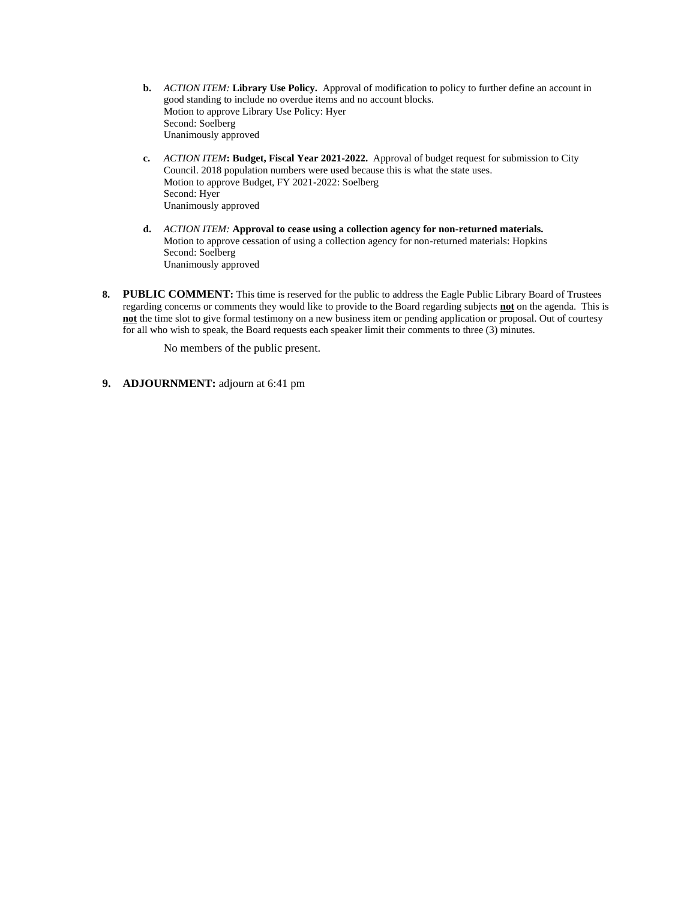b. *ACTION ITEM:* **Library Use Policy.** Approval of modification to policy to further define an account in good standing to include no overdue items and no account blocks.
   Motion to approve Library Use Policy: Hyer
   Second: Soelberg
   Unanimously approved

c. *ACTION ITEM*: **Budget, Fiscal Year 2021-2022.** Approval of budget request for submission to City Council. 2018 population numbers were used because this is what the state uses.
   Motion to approve Budget, FY 2021-2022: Soelberg
   Second: Hyer
   Unanimously approved

d. *ACTION ITEM:* **Approval to cease using a collection agency for non-returned materials.**
   Motion to approve cessation of using a collection agency for non-returned materials: Hopkins
   Second: Soelberg
   Unanimously approved

8. **PUBLIC COMMENT:** This time is reserved for the public to address the Eagle Public Library Board of Trustees regarding concerns or comments they would like to provide to the Board regarding subjects **not** on the agenda. This is **not** the time slot to give formal testimony on a new business item or pending application or proposal. Out of courtesy for all who wish to speak, the Board requests each speaker limit their comments to three (3) minutes.

   No members of the public present.

9. **ADJOURNMENT:** adjourn at 6:41 pm